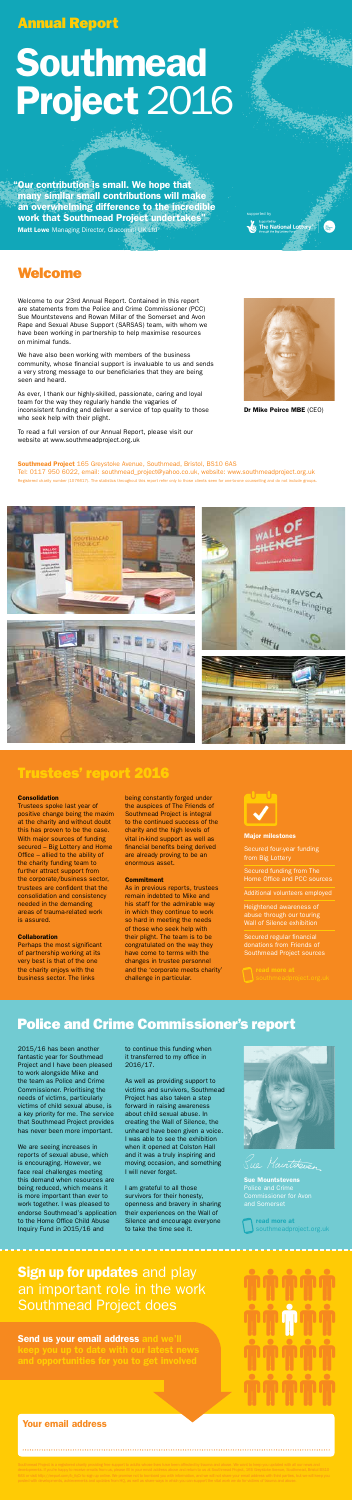# Annual Report

# Southmead Project 2016

**"Our contribution is small. We hope that many similar small contributions will make an overwhelming difference to the incredible work that Southmead Project undertakes"**
**Matt Lowe** Managing Director, Giacom (UK) Ltd

Supported by The National Lottery

## Welcome

Welcome to our 23rd Annual Report. Contained in this report are statements from the Police and Crime Commissioner (PCC) Sue Mountstevens and Rowan Miller of the Somerset and Avon Rape and Sexual Abuse Support (SARSAS) team, with whom we have been working in partnership to help maximise resources on minimal funds.

We have also been working with members of the business community, whose financial support is invaluable to us and sends a very strong message to our beneficiaries that they are being seen and heard.

As ever, I thank our highly-skilled, passionate, caring and loyal team for the way they regularly handle the vagaries of inconsistent funding and deliver a service of top quality to those who seek help with their plight.

To read a full version of our Annual Report, please visit our website at www.southmeadproject.org.uk

**Dr Mike Peirce MBE** (CEO)

**Southmead Project** 165 Greystoke Avenue, Southmead, Bristol, BS10 6AS
Tel: 0117 950 6022, email: southmead_project@yahoo.co.uk, website: www.southmeadproject.org.uk
Registered charity number 1107617. The statistics throughout this report refer only to those clients seen for one-to-one counselling and do not include groups.

## Trustees' report 2016

**Consolidation**
Trustees spoke last year of positive change being the maxim at the charity and without doubt this has proven to be the case. With major sources of funding secured – Big Lottery and Home Office – allied to the ability of the charity funding team to further attract support from the corporate/business sector, trustees are confident that the consolidation and consistency needed in the demanding areas of trauma-related work is assured.

**Collaboration**
Perhaps the most significant of partnership working at its very best is that of the one the charity enjoys with the business sector. The links being constantly forged under the auspices of The Friends of Southmead Project is integral to the continued success of the charity and the high levels of vital in-kind support as well as financial benefits being derived are already proving to be an enormous asset.

**Commitment**
As in previous reports, trustees remain indebted to Mike and his staff for the admirable way in which they continue to work so hard in meeting the needs of those who seek help with their plight. The team is to be congratulated on the way they have come to terms with the changes in trustee personnel and the 'corporate meets charity' challenge in particular.

**Major milestones**

- Secured four-year funding from Big Lottery
- Secured funding from The Home Office and PCC sources
- Additional volunteers employed
- Heightened awareness of abuse through our touring Wall of Silence exhibition
- Secured regular financial donations from Friends of Southmead Project sources

read more at southmeadproject.org.uk

## Police and Crime Commissioner's report

2015/16 has been another fantastic year for Southmead Project and I have been pleased to work alongside Mike and the team as Police and Crime Commissioner. Prioritising the needs of victims, particularly victims of child sexual abuse, is a key priority for me. The service that Southmead Project provides has never been more important.

We are seeing increases in reports of sexual abuse, which is encouraging. However, we face real challenges meeting this demand when resources are being reduced, which means it is more important than ever to work together. I was pleased to endorse Southmead's application to the Home Office Child Abuse Inquiry Fund in 2015/16 and to continue this funding when it transferred to my office in 2016/17.

As well as providing support to victims and survivors, Southmead Project has also taken a step forward in raising awareness about child sexual abuse. In creating the Wall of Silence, the unheard have been given a voice. I was able to see the exhibition when it opened at Colston Hall and it was a truly inspiring and moving occasion, and something I will never forget.

I am grateful to all those survivors for their honesty, openness and bravery in sharing their experiences on the Wall of Silence and encourage everyone to take the time see it.

**Sue Mountstevens**
Police and Crime Commissioner for Avon and Somerset

read more at southmeadproject.org.uk

## Sign up for updates and play an important role in the work Southmead Project does

**Send us your email address and we'll keep you up to date with our latest news and opportunities for you to get involved**

**Your email address**

....................................................................................................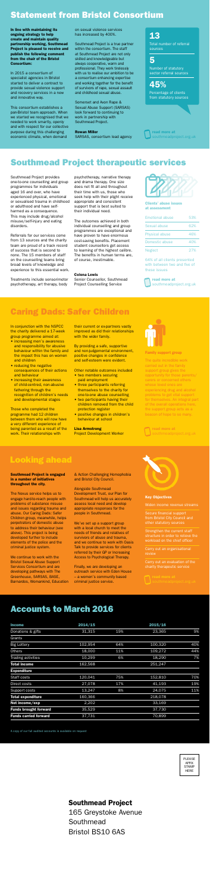# Statement from Bristol Consortium

**In line with maintaining its ongoing strategy to help create and maintain quality partnership working, Southmead Project is pleased to receive and publish the following comment from the chair of the Bristol Consortium:**

In 2015 a consortium of specialist agencies in Bristol started to deliver a contract to provide sexual violence support and recovery services in a new and innovative way.

This consortium establishes a pan-Bristol team approach. When we started we recognised that we needed to work smartly, openly and with respect for our collective purpose during this challenging economic climate, when demand on sexual violence services has increased by 400%.

Southmead Project is a true partner within the consortium. The staff at Southmead Project are not only skilled and knowledgeable but always cooperative, warm and professional. They work tirelessly with us to realise our ambition to be a consortium enhancing expertise and working together for the benefit of survivors of rape, sexual assault and childhood sexual abuse.

Somerset and Avon Rape & Sexual Abuse Support (SARSAS) look forward to continuing to work in partnership with Southmead Project.

**Rowan Miller**
SARSAS, consortium lead agency

**13**
Total number of referral sources

**5**
Number of statutory sector referral sources

**45%**
Percentage of clients from statutory sources

read more at southmeadproject.org.uk

# Southmead Project therapeutic services

Southmead Project provides one-to-one counselling and group programmes for individuals aged 16 and over, who have experienced physical, emotional or sexualised trauma in childhood or adulthood and have self-harmed as a consequence. This may include drug/alcohol misuse/self-injury and eating disorders.

Referrals for our services come from 13 sources and the charity team are proud of a track record of success that is second to none. The 15 members of staff on the counselling teams bring broad levels of knowledge and experience to this essential work.

Treatments include sensorimotor psychotherapy, art therapy, body psychotherapy, narrative therapy and drama therapy. One size does not fit all and throughout their time with us, those who seek help with their plight receive appropriate and consistent support that is best suited to their individual need.

The outcomes achieved in both individual counselling and group programmes are exceptional and have proven to have enormous cost-saving benefits. Placement student counsellors get access to learning of the highest calibre. The benefits in human terms are, of course, inestimable.

**Celena Lewis**
Senior Counsellor, Southmead Project Counselling Service

**Clients' abuse issues at assessment**

| | |
|---|---|
| Emotional abuse | 53% |
| Sexual abuse | 62% |
| Physical abuse | 46% |
| Domestic abuse | 40% |
| Neglect | 27% |

64% of all clients presented with between two and five of these issues

read more at southmeadproject.org.uk

# Caring Dads: Safer Children

In conjunction with the NSPCC the charity delivered a 17-week group programme aimed at:

- increasing men's awareness and responsibility for abusive behaviour within the family and the impact this has on women and children
- reducing the negative consequences of their actions and behaviour
- increasing their awareness of child-centred, non-abusive fathering through the recognition of children's needs and developmental stages

Those who completed the programme had 12 children between them who will now have a very different experience of being parented as a result of the work. Their relationships with their current or ex-partners vastly improved as did their relationships with the wider family.

By providing a safe, supportive and non-judgemental environment, positive changes in confidence and self-esteem were evident.

Other notable outcomes included

- two members securing paid employment
- three participants referring themselves to the charity for one-to-one abuse counselling
- two participants having their children removed from the child protection register
- positive changes in children's behaviour at school

**Lisa Armstrong**
Project Development Worker

**Family support group**

The quite incredible work carried out in the family support group gives the opportunity for those parents/carers or concerned others whose loved ones are experiencing drug and alcohol problems to get vital support for themselves. An integral part of the overall operations here, the support group acts as a beacon of hope to so many.

read more at southmeadproject.org.uk

# Looking ahead

**Southmead Project is engaged in a number of initiatives throughout the city.**

The Nexus service helps us to engage hard-to-reach people with problems of substance misuse and issues regarding trauma and abuse. Our Caring Dads: Safer Children group, meanwhile, helps perpetrators of domestic abuse to address their behaviour (see above). This project is being developed further to include elements of the police and the criminal justice system.

We continue to work with the Bristol Sexual Abuse Support Services Consortium and are developing pathways with The Greenhouse, SARSAS, BASE, Barnardos, Womankind, Education & Action Challenging Homophobia and Bristol City Council.

Alongside Southmead Development Trust, our Plan for Southmead will help us accurately assess local need and develop appropriate responses for the people in Southmead.

We've set up a support group with a local church to meet the needs of friends and relatives of survivors of abuse and trauma, and we continue to work with Oasis Talk to provide services for clients referred by their GP or Increasing Access to Psychological Therapy.

Finally, we are developing an outreach service with Eden House – a women's community based criminal justice service.

**Key Objectives**

Widen income revenue streams

Secure financial support from Bristol City Council and other statutory sources

Strengthen the current staff structure in order to relieve the workload on the chief officer

Carry out an organisational review

Carry out an evaluation of the charity therapeutic service

read more at southmeadproject.org.uk

# Accounts to March 2016

| Income | 2014/15 | | 2015/16 | |
|---|---|---|---|---|
| Donations & gifts | 31,315 | 19% | 23,365 | 9% |
| Grants | | | | |
| Big Lottery | 102,954 | 64% | 100,320 | 40% |
| Others | 18,000 | 11% | 109,272 | 44% |
| Trading activities | 10,299 | 6% | 18,290 | 7% |
| **Total income** | 162,568 | | 251,247 | |
| **Expenditure** | | | | |
| Staff costs | 120,041 | 75% | 152,810 | 70% |
| Direct costs | 27,078 | 17% | 41,193 | 19% |
| Support costs | 13,247 | 8% | 24,075 | 11% |
| **Total expenditure** | 160,366 | | 218,078 | |
| **Net income/exp** | 2,202 | | 33,169 | |
| **Funds brought forward** | 35,529 | | 37,730 | |
| **Funds carried forward** | 37,731 | | 70,899 | |

A copy of our full audited accounts is available on request

PLEASE AFFIX STAMP HERE

**Southmead Project**
165 Greystoke Avenue
Southmead
Bristol BS10 6AS